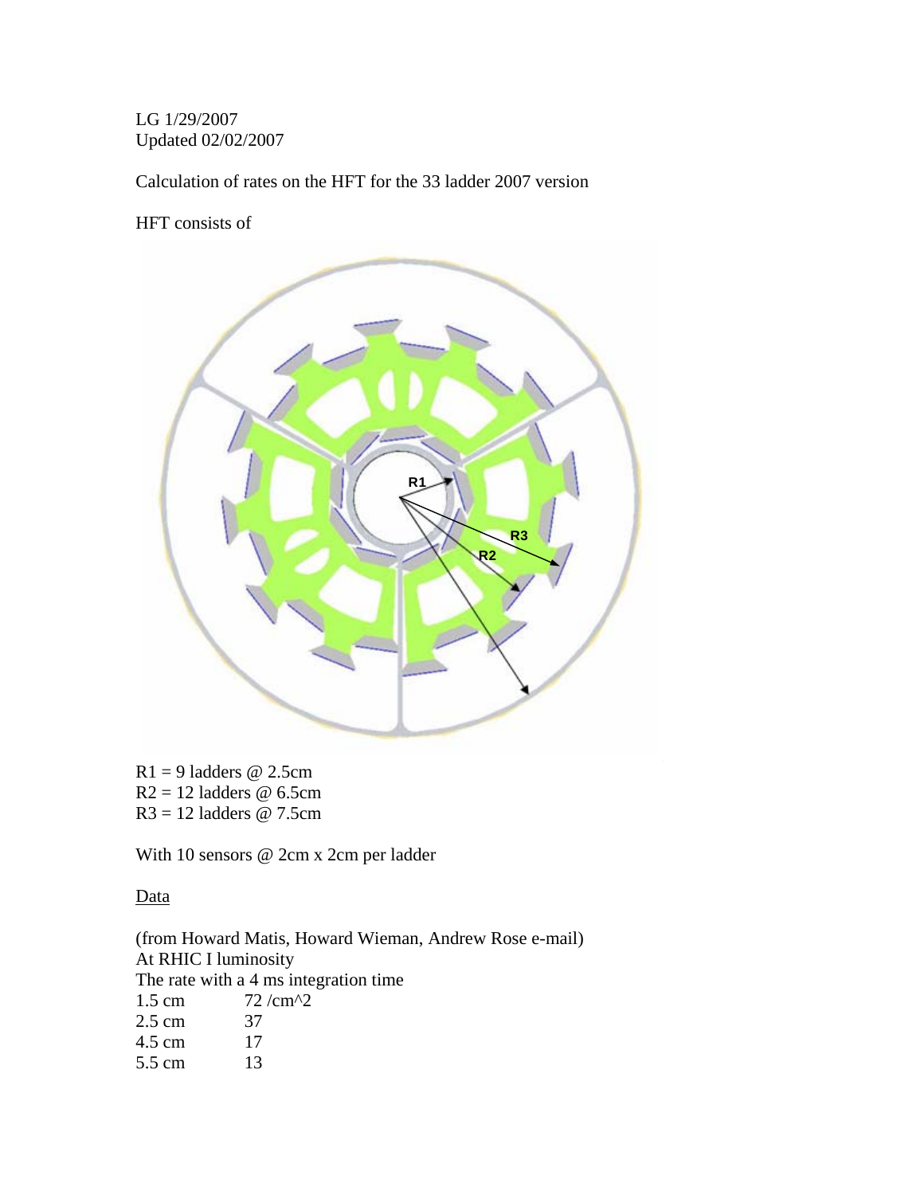LG 1/29/2007
Updated 02/02/2007

Calculation of rates on the HFT for the 33 ladder 2007 version

HFT consists of

R1
R3
R2

R1 = 9 ladders @ 2.5cm
R2 = 12 ladders @ 6.5cm
R3 = 12 ladders @ 7.5cm

With 10 sensors @ 2cm x 2cm per ladder

<u>Data</u>

(from Howard Matis, Howard Wieman, Andrew Rose e-mail)
At RHIC I luminosity
The rate with a 4 ms integration time

| | |
|---|---|
| 1.5 cm | 72 /cm^2 |
| 2.5 cm | 37 |
| 4.5 cm | 17 |
| 5.5 cm | 13 |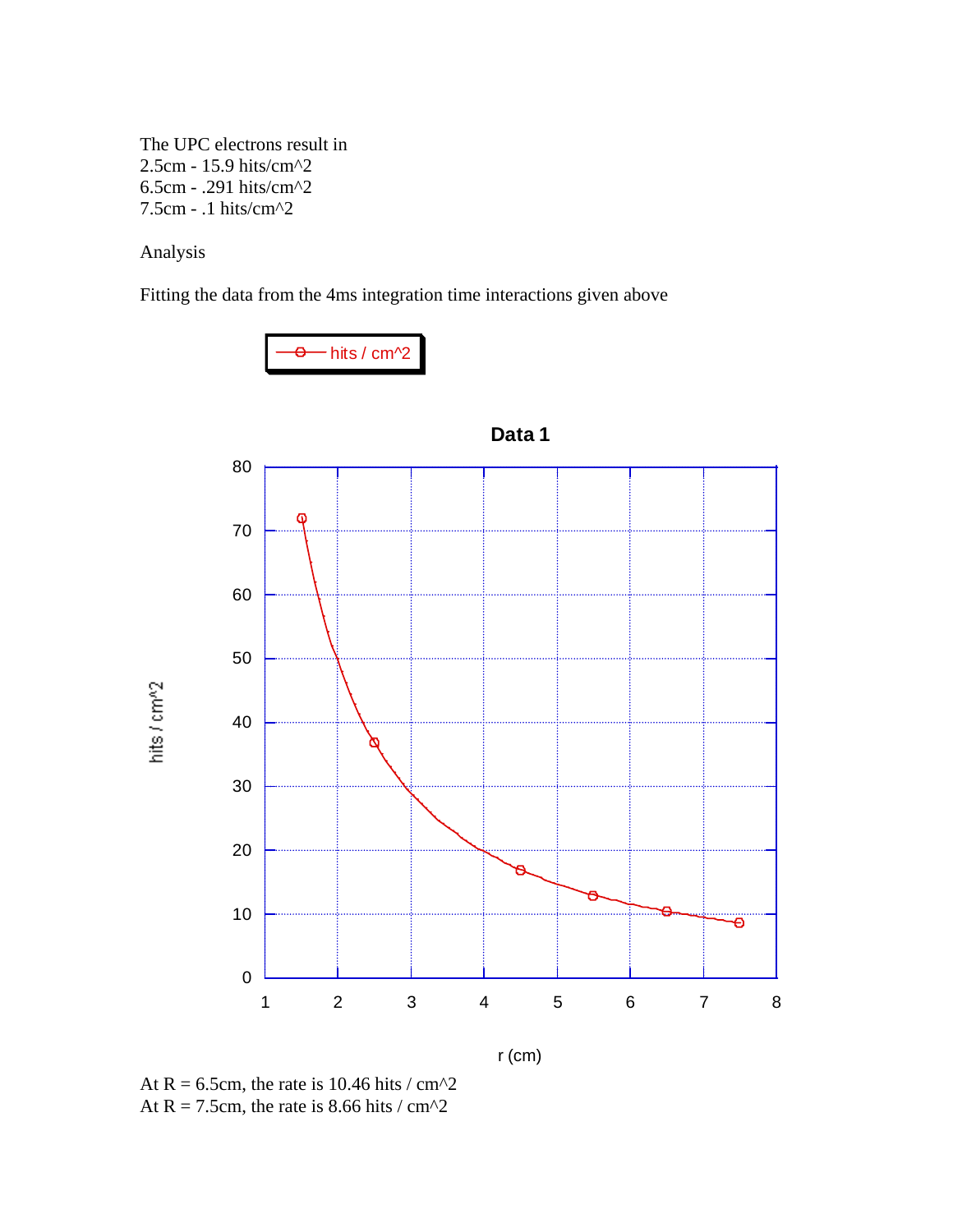The UPC electrons result in
2.5cm - 15.9 hits/cm^2
6.5cm - .291 hits/cm^2
7.5cm - .1 hits/cm^2

Analysis

Fitting the data from the 4ms integration time interactions given above

hits / cm^2

Data 1

80
70
60
50
40
30
20
10
0

hits / cm^2

1 2 3 4 5 6 7 8

r (cm)

At R = 6.5cm, the rate is 10.46 hits / cm^2
At R = 7.5cm, the rate is 8.66 hits / cm^2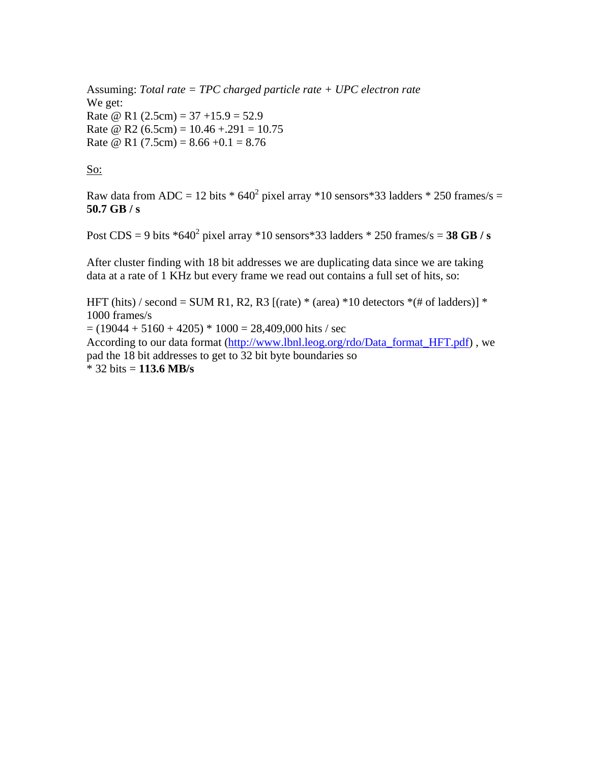Assuming: *Total rate = TPC charged particle rate + UPC electron rate*
We get:
Rate @ R1 (2.5cm) = 37 +15.9 = 52.9
Rate @ R2 (6.5cm) = 10.46 +.291 = 10.75
Rate @ R1 (7.5cm) = 8.66 +0.1 = 8.76

<u>So:</u>

Raw data from ADC = 12 bits * $640^2$ pixel array *10 sensors*33 ladders * 250 frames/s = **50.7 GB / s**

Post CDS = 9 bits *$640^2$ pixel array *10 sensors*33 ladders * 250 frames/s = **38 GB / s**

After cluster finding with 18 bit addresses we are duplicating data since we are taking data at a rate of 1 KHz but every frame we read out contains a full set of hits, so:

HFT (hits) / second = SUM R1, R2, R3 [(rate) * (area) *10 detectors *(# of ladders)] * 1000 frames/s
= (19044 + 5160 + 4205) * 1000 = 28,409,000 hits / sec
According to our data format (http://www.lbnl.leog.org/rdo/Data_format_HFT.pdf) , we pad the 18 bit addresses to get to 32 bit byte boundaries so
* 32 bits = **113.6 MB/s**